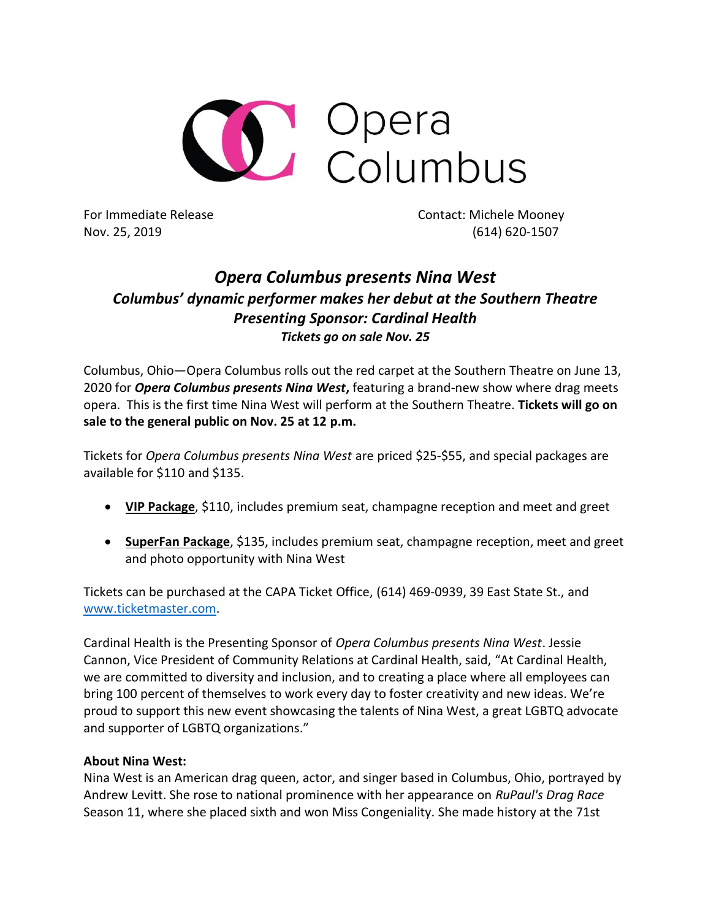Opera Columbus

For Immediate Release
Nov. 25, 2019

Contact: Michele Mooney
(614) 620-1507

# *Opera Columbus presents Nina West*

## *Columbus' dynamic performer makes her debut at the Southern Theatre*

### *Presenting Sponsor: Cardinal Health*

***Tickets go on sale Nov. 25***

Columbus, Ohio—Opera Columbus rolls out the red carpet at the Southern Theatre on June 13, 2020 for ***Opera Columbus presents Nina West*****,** featuring a brand-new show where drag meets opera. This is the first time Nina West will perform at the Southern Theatre. **Tickets will go on sale to the general public on Nov. 25 at 12 p.m.**

Tickets for *Opera Columbus presents Nina West* are priced $25-$55, and special packages are available for $110 and $135.

- **VIP Package**, $110, includes premium seat, champagne reception and meet and greet
- **SuperFan Package**, $135, includes premium seat, champagne reception, meet and greet and photo opportunity with Nina West

Tickets can be purchased at the CAPA Ticket Office, (614) 469-0939, 39 East State St., and www.ticketmaster.com.

Cardinal Health is the Presenting Sponsor of *Opera Columbus presents Nina West*. Jessie Cannon, Vice President of Community Relations at Cardinal Health, said, "At Cardinal Health, we are committed to diversity and inclusion, and to creating a place where all employees can bring 100 percent of themselves to work every day to foster creativity and new ideas. We're proud to support this new event showcasing the talents of Nina West, a great LGBTQ advocate and supporter of LGBTQ organizations."

**About Nina West:**
Nina West is an American drag queen, actor, and singer based in Columbus, Ohio, portrayed by Andrew Levitt. She rose to national prominence with her appearance on *RuPaul's Drag Race* Season 11, where she placed sixth and won Miss Congeniality. She made history at the 71st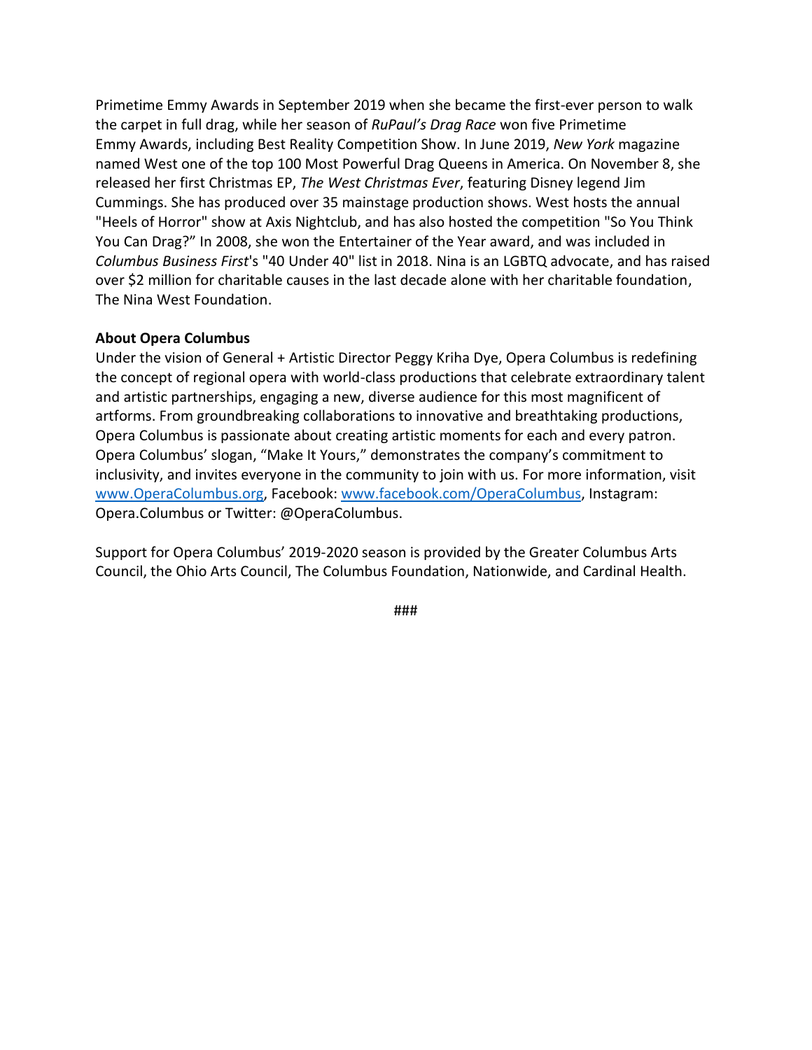Primetime Emmy Awards in September 2019 when she became the first-ever person to walk the carpet in full drag, while her season of *RuPaul's Drag Race* won five Primetime Emmy Awards, including Best Reality Competition Show. In June 2019, *New York* magazine named West one of the top 100 Most Powerful Drag Queens in America. On November 8, she released her first Christmas EP, *The West Christmas Ever*, featuring Disney legend Jim Cummings. She has produced over 35 mainstage production shows. West hosts the annual "Heels of Horror" show at Axis Nightclub, and has also hosted the competition "So You Think You Can Drag?" In 2008, she won the Entertainer of the Year award, and was included in *Columbus Business First*'s "40 Under 40" list in 2018. Nina is an LGBTQ advocate, and has raised over $2 million for charitable causes in the last decade alone with her charitable foundation, The Nina West Foundation.

**About Opera Columbus**

Under the vision of General + Artistic Director Peggy Kriha Dye, Opera Columbus is redefining the concept of regional opera with world-class productions that celebrate extraordinary talent and artistic partnerships, engaging a new, diverse audience for this most magnificent of artforms. From groundbreaking collaborations to innovative and breathtaking productions, Opera Columbus is passionate about creating artistic moments for each and every patron. Opera Columbus' slogan, "Make It Yours," demonstrates the company's commitment to inclusivity, and invites everyone in the community to join with us. For more information, visit www.OperaColumbus.org, Facebook: www.facebook.com/OperaColumbus, Instagram: Opera.Columbus or Twitter: @OperaColumbus.

Support for Opera Columbus' 2019-2020 season is provided by the Greater Columbus Arts Council, the Ohio Arts Council, The Columbus Foundation, Nationwide, and Cardinal Health.

###